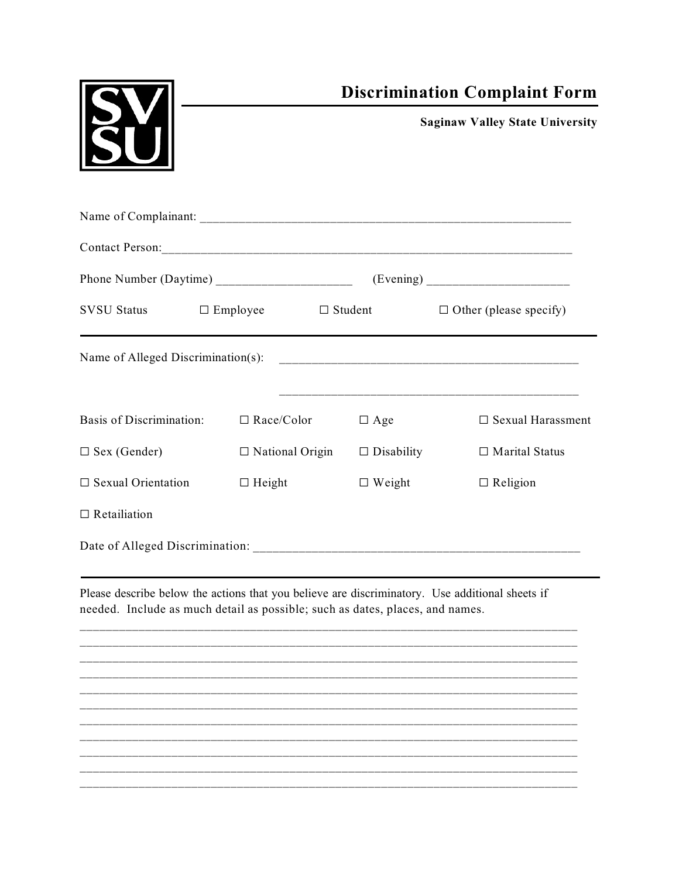SVSU

# Discrimination Complaint Form

**Saginaw Valley State University**

Name of Complainant: ___________________________________________________________

Contact Person:_______________________________________________________________

Phone Number (Daytime) _____________________ (Evening) ______________________

SVSU Status ☐ Employee ☐ Student ☐ Other (please specify)

---

Name of Alleged Discrimination(s): _______________________________________________

_______________________________________________

Basis of Discrimination: ☐ Race/Color ☐ Age ☐ Sexual Harassment

☐ Sex (Gender) ☐ National Origin ☐ Disability ☐ Marital Status

☐ Sexual Orientation ☐ Height ☐ Weight ☐ Religion

☐ Retailiation

Date of Alleged Discrimination: __________________________________________________

---

Please describe below the actions that you believe are discriminatory. Use additional sheets if needed. Include as much detail as possible; such as dates, places, and names.

_______________________________________________________________________________
_______________________________________________________________________________
_______________________________________________________________________________
_______________________________________________________________________________
_______________________________________________________________________________
_______________________________________________________________________________
_______________________________________________________________________________
_______________________________________________________________________________
_______________________________________________________________________________
_______________________________________________________________________________
_______________________________________________________________________________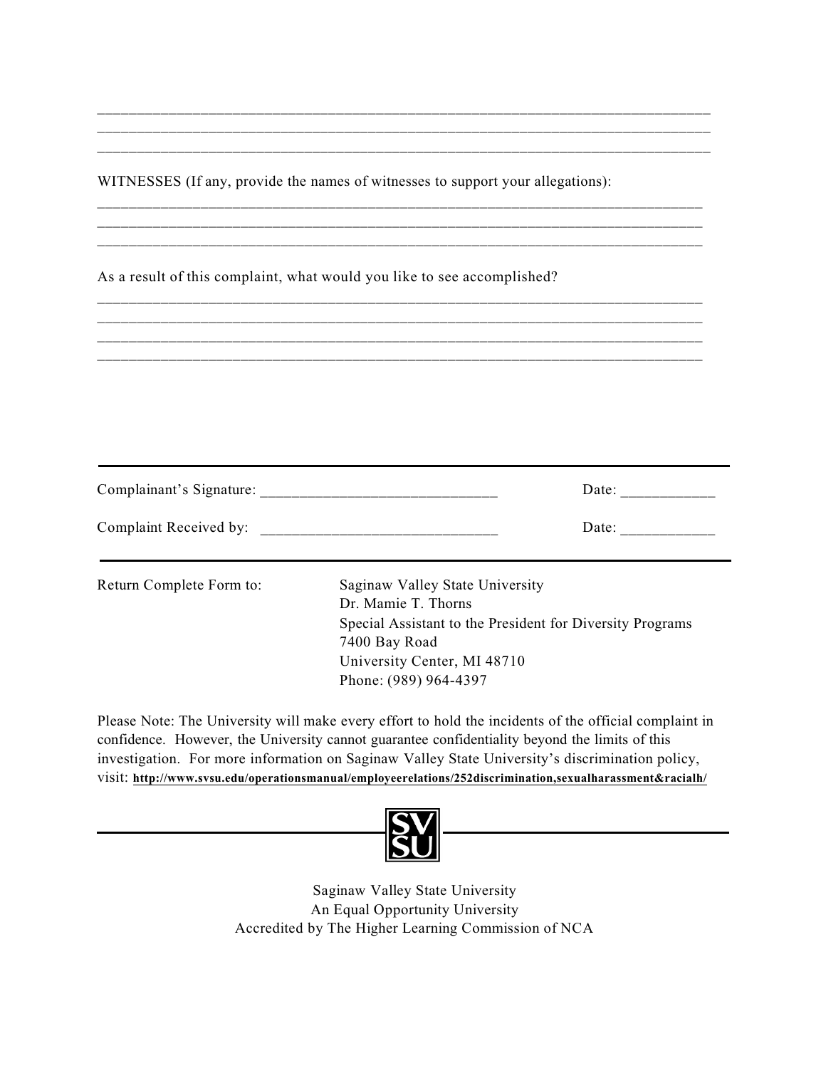\_\_\_\_\_\_\_\_\_\_\_\_\_\_\_\_\_\_\_\_\_\_\_\_\_\_\_\_\_\_\_\_\_\_\_\_\_\_\_\_\_\_\_\_\_\_\_\_\_\_\_\_\_\_\_\_\_\_\_\_\_\_\_\_\_\_\_\_\_\_\_\_\_\_\_\_
\_\_\_\_\_\_\_\_\_\_\_\_\_\_\_\_\_\_\_\_\_\_\_\_\_\_\_\_\_\_\_\_\_\_\_\_\_\_\_\_\_\_\_\_\_\_\_\_\_\_\_\_\_\_\_\_\_\_\_\_\_\_\_\_\_\_\_\_\_\_\_\_\_\_\_\_
\_\_\_\_\_\_\_\_\_\_\_\_\_\_\_\_\_\_\_\_\_\_\_\_\_\_\_\_\_\_\_\_\_\_\_\_\_\_\_\_\_\_\_\_\_\_\_\_\_\_\_\_\_\_\_\_\_\_\_\_\_\_\_\_\_\_\_\_\_\_\_\_\_\_\_\_

WITNESSES (If any, provide the names of witnesses to support your allegations):

\_\_\_\_\_\_\_\_\_\_\_\_\_\_\_\_\_\_\_\_\_\_\_\_\_\_\_\_\_\_\_\_\_\_\_\_\_\_\_\_\_\_\_\_\_\_\_\_\_\_\_\_\_\_\_\_\_\_\_\_\_\_\_\_\_\_\_\_\_\_\_\_\_\_\_\_
\_\_\_\_\_\_\_\_\_\_\_\_\_\_\_\_\_\_\_\_\_\_\_\_\_\_\_\_\_\_\_\_\_\_\_\_\_\_\_\_\_\_\_\_\_\_\_\_\_\_\_\_\_\_\_\_\_\_\_\_\_\_\_\_\_\_\_\_\_\_\_\_\_\_\_\_
\_\_\_\_\_\_\_\_\_\_\_\_\_\_\_\_\_\_\_\_\_\_\_\_\_\_\_\_\_\_\_\_\_\_\_\_\_\_\_\_\_\_\_\_\_\_\_\_\_\_\_\_\_\_\_\_\_\_\_\_\_\_\_\_\_\_\_\_\_\_\_\_\_\_\_\_

As a result of this complaint, what would you like to see accomplished?

\_\_\_\_\_\_\_\_\_\_\_\_\_\_\_\_\_\_\_\_\_\_\_\_\_\_\_\_\_\_\_\_\_\_\_\_\_\_\_\_\_\_\_\_\_\_\_\_\_\_\_\_\_\_\_\_\_\_\_\_\_\_\_\_\_\_\_\_\_\_\_\_\_\_\_\_
\_\_\_\_\_\_\_\_\_\_\_\_\_\_\_\_\_\_\_\_\_\_\_\_\_\_\_\_\_\_\_\_\_\_\_\_\_\_\_\_\_\_\_\_\_\_\_\_\_\_\_\_\_\_\_\_\_\_\_\_\_\_\_\_\_\_\_\_\_\_\_\_\_\_\_\_
\_\_\_\_\_\_\_\_\_\_\_\_\_\_\_\_\_\_\_\_\_\_\_\_\_\_\_\_\_\_\_\_\_\_\_\_\_\_\_\_\_\_\_\_\_\_\_\_\_\_\_\_\_\_\_\_\_\_\_\_\_\_\_\_\_\_\_\_\_\_\_\_\_\_\_\_
\_\_\_\_\_\_\_\_\_\_\_\_\_\_\_\_\_\_\_\_\_\_\_\_\_\_\_\_\_\_\_\_\_\_\_\_\_\_\_\_\_\_\_\_\_\_\_\_\_\_\_\_\_\_\_\_\_\_\_\_\_\_\_\_\_\_\_\_\_\_\_\_\_\_\_\_

---

Complainant's Signature: \_\_\_\_\_\_\_\_\_\_\_\_\_\_\_\_\_\_\_\_\_\_\_\_\_\_\_\_\_\_ Date: \_\_\_\_\_\_\_\_\_\_\_\_

Complaint Received by: \_\_\_\_\_\_\_\_\_\_\_\_\_\_\_\_\_\_\_\_\_\_\_\_\_\_\_\_\_\_ Date: \_\_\_\_\_\_\_\_\_\_\_\_

---

Return Complete Form to:

Saginaw Valley State University
Dr. Mamie T. Thorns
Special Assistant to the President for Diversity Programs
7400 Bay Road
University Center, MI 48710
Phone: (989) 964-4397

Please Note: The University will make every effort to hold the incidents of the official complaint in confidence. However, the University cannot guarantee confidentiality beyond the limits of this investigation. For more information on Saginaw Valley State University's discrimination policy, visit: **http://www.svsu.edu/operationsmanual/employeerelations/252discrimination,sexualharassment&racialh/**

SVSU

Saginaw Valley State University
An Equal Opportunity University
Accredited by The Higher Learning Commission of NCA